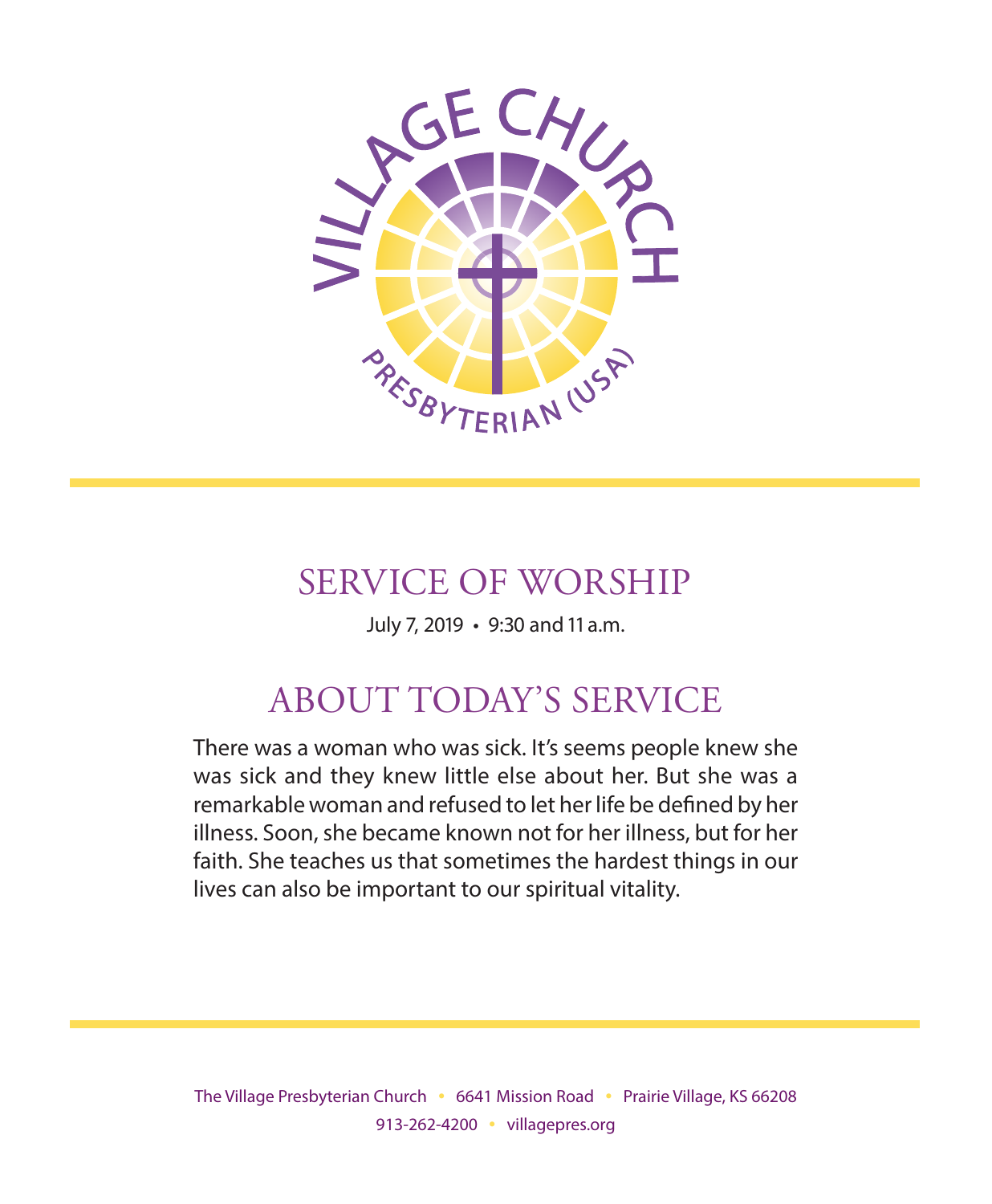VILLAGE CHURCH

PRESBYTERIAN (USA)

# SERVICE OF WORSHIP

July 7, 2019 • 9:30 and 11 a.m.

## ABOUT TODAY'S SERVICE

There was a woman who was sick. It's seems people knew she was sick and they knew little else about her. But she was a remarkable woman and refused to let her life be defined by her illness. Soon, she became known not for her illness, but for her faith. She teaches us that sometimes the hardest things in our lives can also be important to our spiritual vitality.

The Village Presbyterian Church • 6641 Mission Road • Prairie Village, KS 66208
913-262-4200 • villagepres.org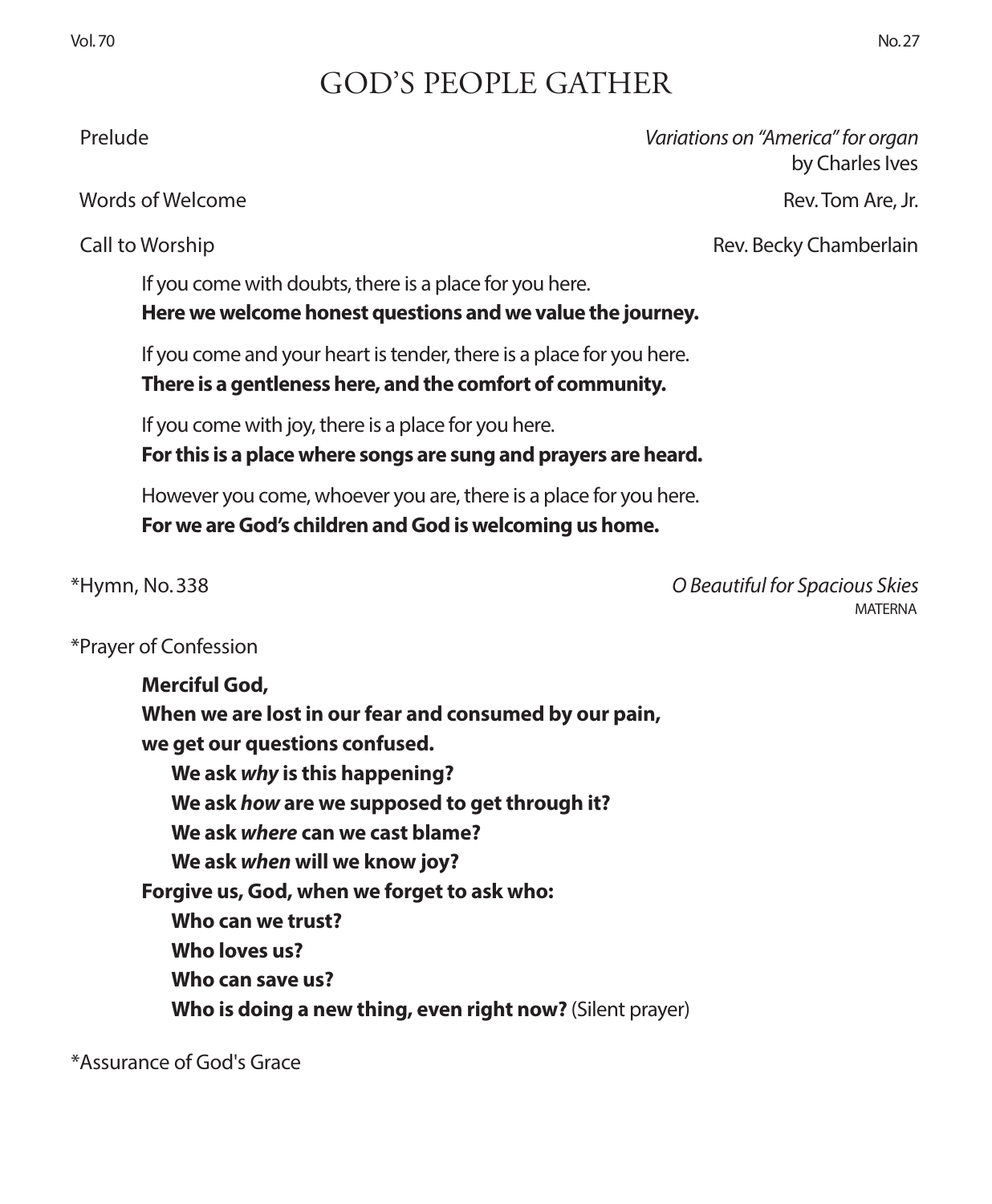# GOD'S PEOPLE GATHER

Prelude *Variations on "America" for organ* by Charles Ives

Words of Welcome Rev. Tom Are, Jr.

Call to Worship Rev. Becky Chamberlain

If you come with doubts, there is a place for you here.
**Here we welcome honest questions and we value the journey.**

If you come and your heart is tender, there is a place for you here.
**There is a gentleness here, and the comfort of community.**

If you come with joy, there is a place for you here.
**For this is a place where songs are sung and prayers are heard.**

However you come, whoever you are, there is a place for you here.
**For we are God's children and God is welcoming us home.**

*Hymn, No. 338 *O Beautiful for Spacious Skies* MATERNA

*Prayer of Confession

**Merciful God,**
**When we are lost in our fear and consumed by our pain,**
**we get our questions confused.**
**We ask *why* is this happening?**
**We ask *how* are we supposed to get through it?**
**We ask *where* can we cast blame?**
**We ask *when* will we know joy?**
**Forgive us, God, when we forget to ask who:**
**Who can we trust?**
**Who loves us?**
**Who can save us?**
**Who is doing a new thing, even right now?** (Silent prayer)

*Assurance of God's Grace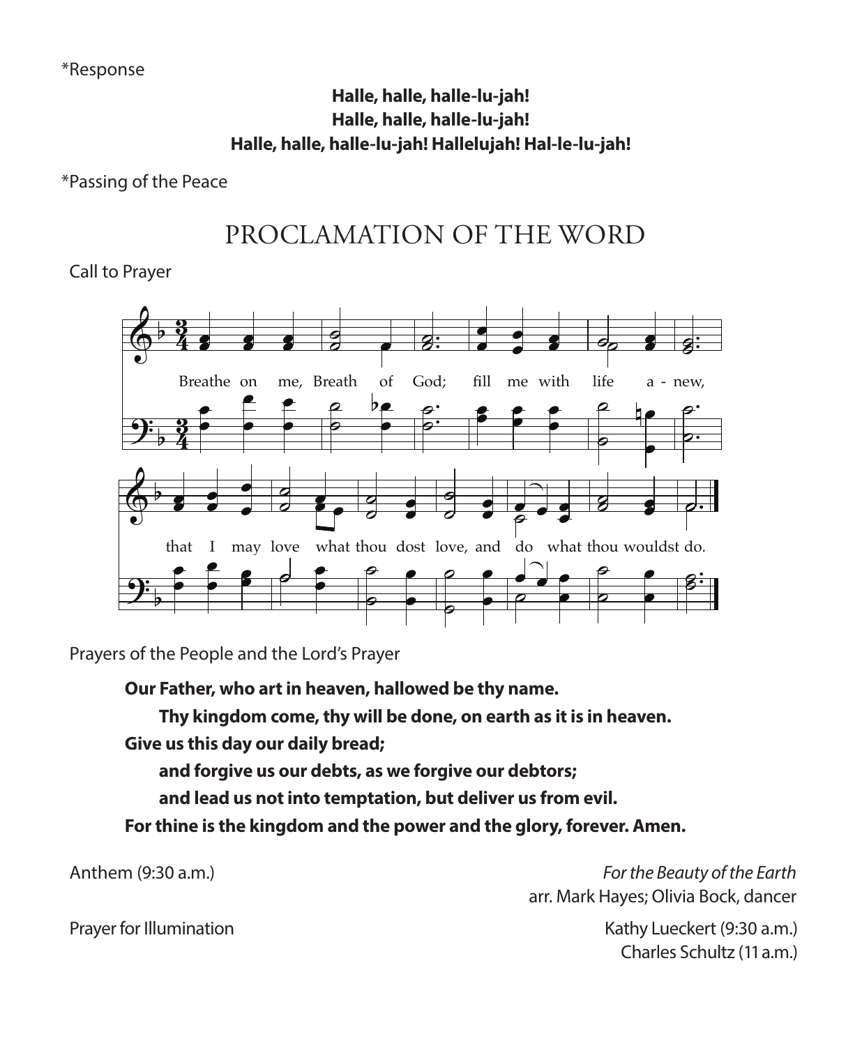*Response

**Halle, halle, halle-lu-jah!**
**Halle, halle, halle-lu-jah!**
**Halle, halle, halle-lu-jah! Hallelujah! Hal-le-lu-jah!**

*Passing of the Peace

# PROCLAMATION OF THE WORD

Call to Prayer

Breathe on me, Breath of God; fill me with life a - new,
that I may love what thou dost love, and do what thou wouldst do.

Prayers of the People and the Lord's Prayer

**Our Father, who art in heaven, hallowed be thy name.**
**Thy kingdom come, thy will be done, on earth as it is in heaven.**
**Give us this day our daily bread;**
**and forgive us our debts, as we forgive our debtors;**
**and lead us not into temptation, but deliver us from evil.**
**For thine is the kingdom and the power and the glory, forever. Amen.**

Anthem (9:30 a.m.) — *For the Beauty of the Earth*
arr. Mark Hayes; Olivia Bock, dancer

Prayer for Illumination — Kathy Lueckert (9:30 a.m.)
Charles Schultz (11 a.m.)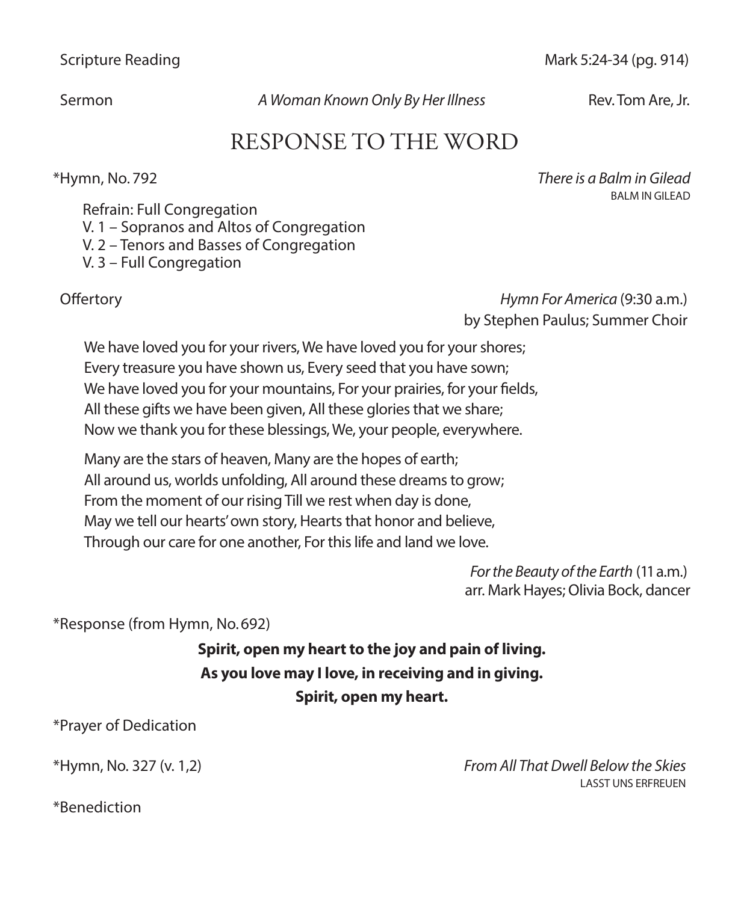Scripture Reading — Mark 5:24-34 (pg. 914)

Sermon — *A Woman Known Only By Her Illness* — Rev. Tom Are, Jr.

## RESPONSE TO THE WORD

*Hymn, No. 792 — *There is a Balm in Gilead*
BALM IN GILEAD

Refrain: Full Congregation
V. 1 – Sopranos and Altos of Congregation
V. 2 – Tenors and Basses of Congregation
V. 3 – Full Congregation

Offertory — *Hymn For America* (9:30 a.m.)
by Stephen Paulus; Summer Choir

We have loved you for your rivers, We have loved you for your shores;
Every treasure you have shown us, Every seed that you have sown;
We have loved you for your mountains, For your prairies, for your fields,
All these gifts we have been given, All these glories that we share;
Now we thank you for these blessings, We, your people, everywhere.

Many are the stars of heaven, Many are the hopes of earth;
All around us, worlds unfolding, All around these dreams to grow;
From the moment of our rising Till we rest when day is done,
May we tell our hearts' own story, Hearts that honor and believe,
Through our care for one another, For this life and land we love.

*For the Beauty of the Earth* (11 a.m.)
arr. Mark Hayes; Olivia Bock, dancer

*Response (from Hymn, No. 692)

**Spirit, open my heart to the joy and pain of living.**
**As you love may I love, in receiving and in giving.**
**Spirit, open my heart.**

*Prayer of Dedication

*Hymn, No. 327 (v. 1,2) — *From All That Dwell Below the Skies*
LASST UNS ERFREUEN

*Benediction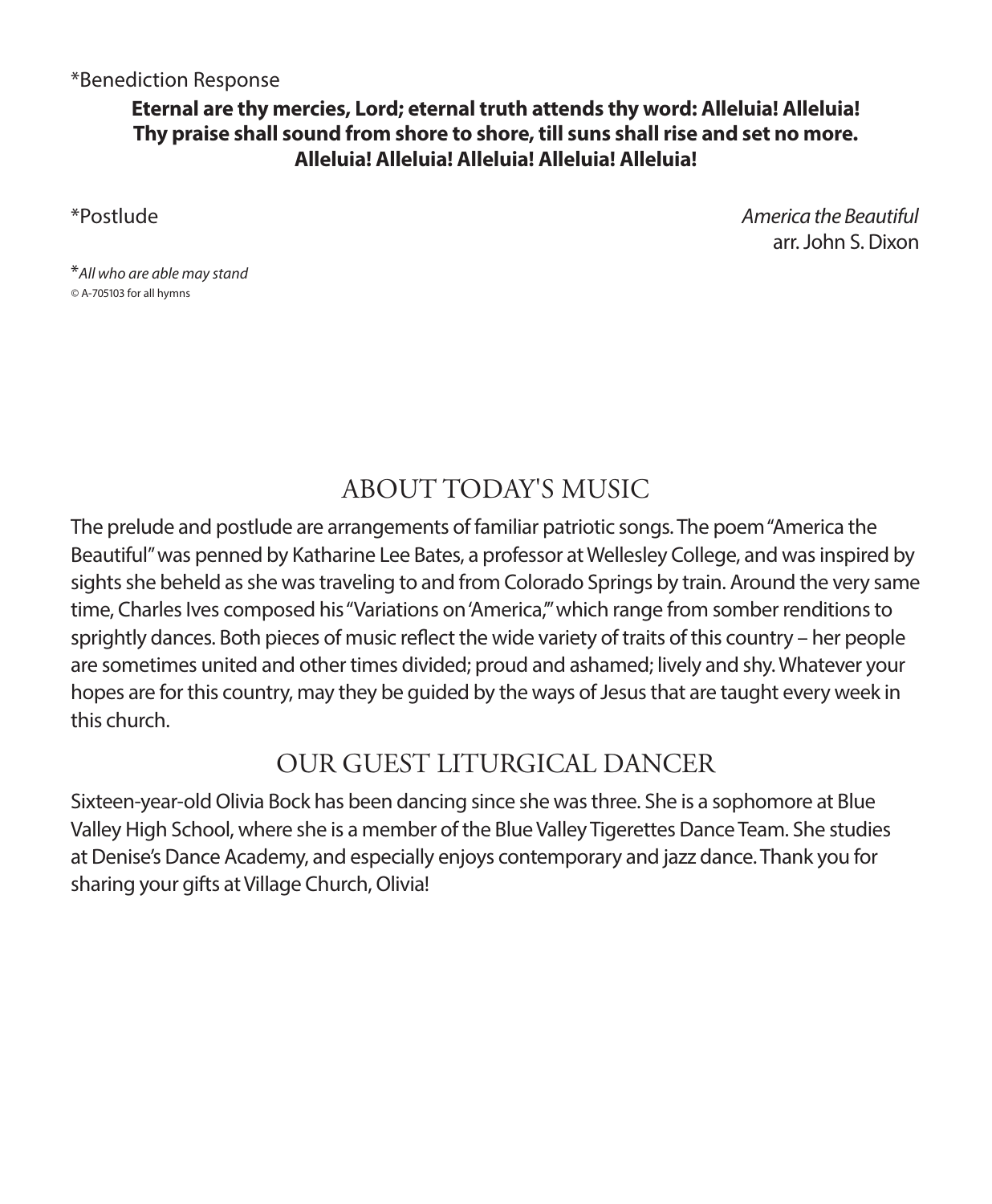*Benediction Response

**Eternal are thy mercies, Lord; eternal truth attends thy word: Alleluia! Alleluia!**
**Thy praise shall sound from shore to shore, till suns shall rise and set no more.**
**Alleluia! Alleluia! Alleluia! Alleluia! Alleluia!**

*Postlude — *America the Beautiful*, arr. John S. Dixon

**All who are able may stand*

© A-705103 for all hymns

## ABOUT TODAY'S MUSIC

The prelude and postlude are arrangements of familiar patriotic songs. The poem "America the Beautiful" was penned by Katharine Lee Bates, a professor at Wellesley College, and was inspired by sights she beheld as she was traveling to and from Colorado Springs by train. Around the very same time, Charles Ives composed his "Variations on 'America,'" which range from somber renditions to sprightly dances. Both pieces of music reflect the wide variety of traits of this country – her people are sometimes united and other times divided; proud and ashamed; lively and shy. Whatever your hopes are for this country, may they be guided by the ways of Jesus that are taught every week in this church.

## OUR GUEST LITURGICAL DANCER

Sixteen-year-old Olivia Bock has been dancing since she was three. She is a sophomore at Blue Valley High School, where she is a member of the Blue Valley Tigerettes Dance Team. She studies at Denise's Dance Academy, and especially enjoys contemporary and jazz dance. Thank you for sharing your gifts at Village Church, Olivia!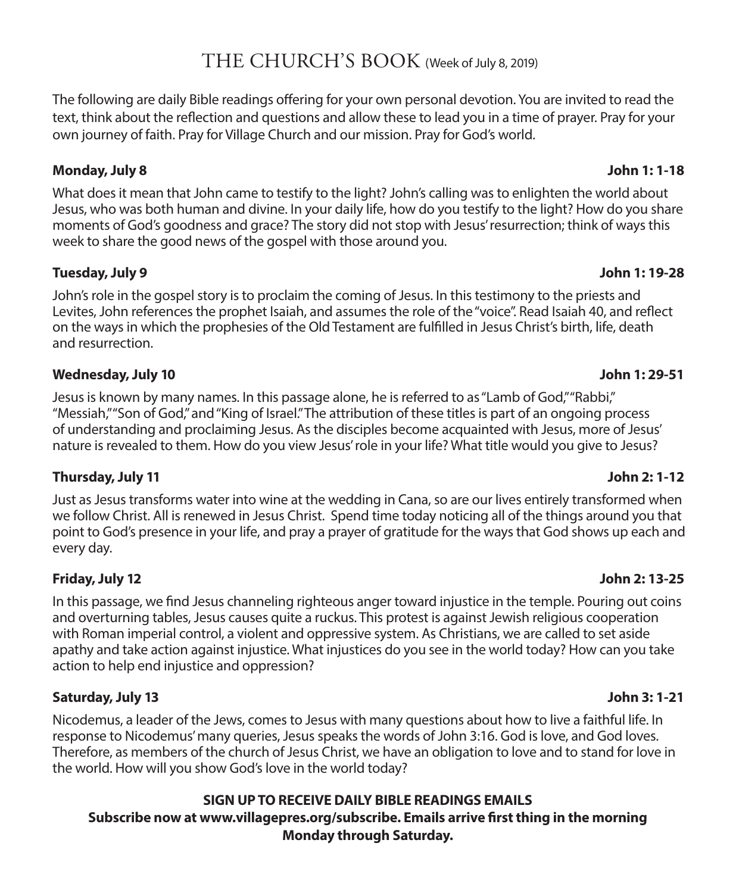# THE CHURCH'S BOOK (Week of July 8, 2019)

The following are daily Bible readings offering for your own personal devotion. You are invited to read the text, think about the reflection and questions and allow these to lead you in a time of prayer. Pray for your own journey of faith. Pray for Village Church and our mission. Pray for God's world.

**Monday, July 8** **John 1: 1-18**

What does it mean that John came to testify to the light? John's calling was to enlighten the world about Jesus, who was both human and divine. In your daily life, how do you testify to the light? How do you share moments of God's goodness and grace? The story did not stop with Jesus' resurrection; think of ways this week to share the good news of the gospel with those around you.

**Tuesday, July 9** **John 1: 19-28**

John's role in the gospel story is to proclaim the coming of Jesus. In this testimony to the priests and Levites, John references the prophet Isaiah, and assumes the role of the "voice". Read Isaiah 40, and reflect on the ways in which the prophesies of the Old Testament are fulfilled in Jesus Christ's birth, life, death and resurrection.

**Wednesday, July 10** **John 1: 29-51**

Jesus is known by many names. In this passage alone, he is referred to as "Lamb of God," "Rabbi," "Messiah," "Son of God," and "King of Israel." The attribution of these titles is part of an ongoing process of understanding and proclaiming Jesus. As the disciples become acquainted with Jesus, more of Jesus' nature is revealed to them. How do you view Jesus' role in your life? What title would you give to Jesus?

**Thursday, July 11** **John 2: 1-12**

Just as Jesus transforms water into wine at the wedding in Cana, so are our lives entirely transformed when we follow Christ. All is renewed in Jesus Christ. Spend time today noticing all of the things around you that point to God's presence in your life, and pray a prayer of gratitude for the ways that God shows up each and every day.

**Friday, July 12** **John 2: 13-25**

In this passage, we find Jesus channeling righteous anger toward injustice in the temple. Pouring out coins and overturning tables, Jesus causes quite a ruckus. This protest is against Jewish religious cooperation with Roman imperial control, a violent and oppressive system. As Christians, we are called to set aside apathy and take action against injustice. What injustices do you see in the world today? How can you take action to help end injustice and oppression?

**Saturday, July 13** **John 3: 1-21**

Nicodemus, a leader of the Jews, comes to Jesus with many questions about how to live a faithful life. In response to Nicodemus' many queries, Jesus speaks the words of John 3:16. God is love, and God loves. Therefore, as members of the church of Jesus Christ, we have an obligation to love and to stand for love in the world. How will you show God's love in the world today?

**SIGN UP TO RECEIVE DAILY BIBLE READINGS EMAILS**
**Subscribe now at www.villagepres.org/subscribe. Emails arrive first thing in the morning Monday through Saturday.**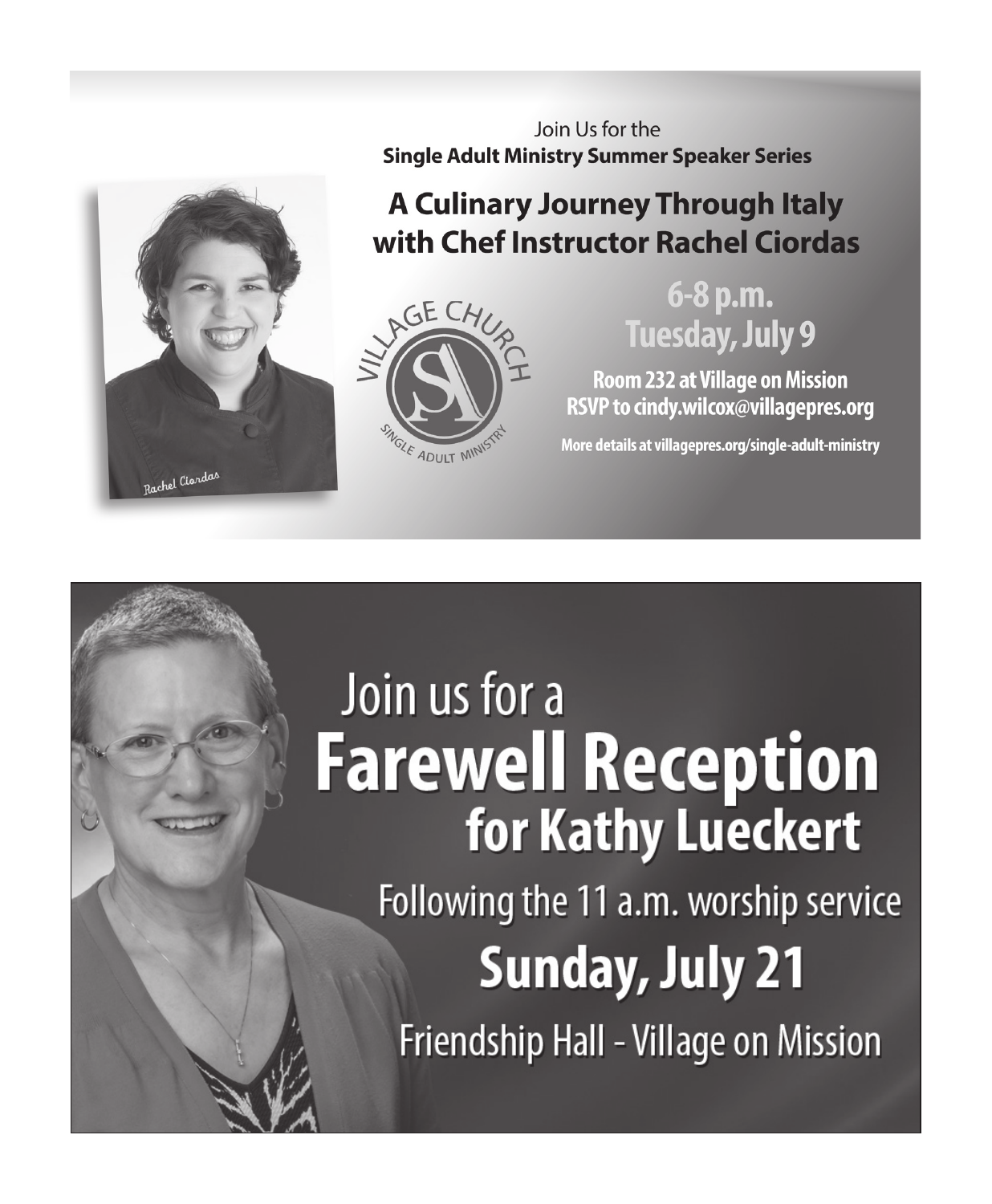Join Us for the
**Single Adult Ministry Summer Speaker Series**

## A Culinary Journey Through Italy with Chef Instructor Rachel Ciordas

Rachel Ciordas

VILLAGE CHURCH
SA
SINGLE ADULT MINISTRY

**6-8 p.m.**
**Tuesday, July 9**

**Room 232 at Village on Mission**
**RSVP to cindy.wilcox@villagepres.org**

**More details at villagepres.org/single-adult-ministry**

Join us for a

# Farewell Reception for Kathy Lueckert

Following the 11 a.m. worship service

**Sunday, July 21**

Friendship Hall - Village on Mission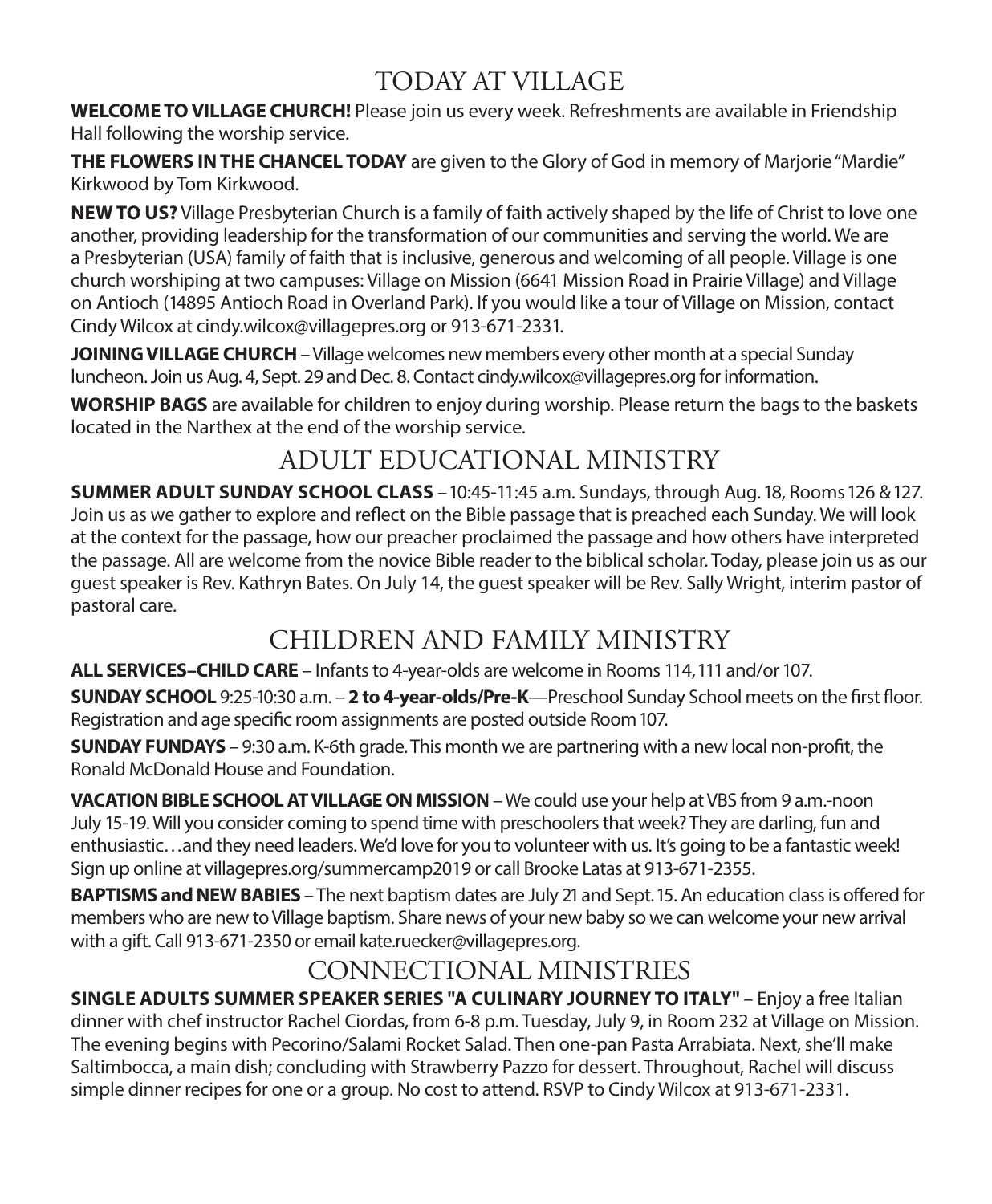# TODAY AT VILLAGE

**WELCOME TO VILLAGE CHURCH!** Please join us every week. Refreshments are available in Friendship Hall following the worship service.

**THE FLOWERS IN THE CHANCEL TODAY** are given to the Glory of God in memory of Marjorie "Mardie" Kirkwood by Tom Kirkwood.

**NEW TO US?** Village Presbyterian Church is a family of faith actively shaped by the life of Christ to love one another, providing leadership for the transformation of our communities and serving the world. We are a Presbyterian (USA) family of faith that is inclusive, generous and welcoming of all people. Village is one church worshiping at two campuses: Village on Mission (6641 Mission Road in Prairie Village) and Village on Antioch (14895 Antioch Road in Overland Park). If you would like a tour of Village on Mission, contact Cindy Wilcox at cindy.wilcox@villagepres.org or 913-671-2331.

**JOINING VILLAGE CHURCH** – Village welcomes new members every other month at a special Sunday luncheon. Join us Aug. 4, Sept. 29 and Dec. 8. Contact cindy.wilcox@villagepres.org for information.

**WORSHIP BAGS** are available for children to enjoy during worship. Please return the bags to the baskets located in the Narthex at the end of the worship service.

# ADULT EDUCATIONAL MINISTRY

**SUMMER ADULT SUNDAY SCHOOL CLASS** – 10:45-11:45 a.m. Sundays, through Aug. 18, Rooms 126 & 127. Join us as we gather to explore and reflect on the Bible passage that is preached each Sunday. We will look at the context for the passage, how our preacher proclaimed the passage and how others have interpreted the passage. All are welcome from the novice Bible reader to the biblical scholar. Today, please join us as our guest speaker is Rev. Kathryn Bates. On July 14, the guest speaker will be Rev. Sally Wright, interim pastor of pastoral care.

# CHILDREN AND FAMILY MINISTRY

**ALL SERVICES–CHILD CARE** – Infants to 4-year-olds are welcome in Rooms 114, 111 and/or 107.

**SUNDAY SCHOOL** 9:25-10:30 a.m. – **2 to 4-year-olds/Pre-K**—Preschool Sunday School meets on the first floor. Registration and age specific room assignments are posted outside Room 107.

**SUNDAY FUNDAYS** – 9:30 a.m. K-6th grade. This month we are partnering with a new local non-profit, the Ronald McDonald House and Foundation.

**VACATION BIBLE SCHOOL AT VILLAGE ON MISSION** – We could use your help at VBS from 9 a.m.-noon July 15-19. Will you consider coming to spend time with preschoolers that week? They are darling, fun and enthusiastic…and they need leaders. We'd love for you to volunteer with us. It's going to be a fantastic week! Sign up online at villagepres.org/summercamp2019 or call Brooke Latas at 913-671-2355.

**BAPTISMS and NEW BABIES** – The next baptism dates are July 21 and Sept. 15. An education class is offered for members who are new to Village baptism. Share news of your new baby so we can welcome your new arrival with a gift. Call 913-671-2350 or email kate.ruecker@villagepres.org.

# CONNECTIONAL MINISTRIES

**SINGLE ADULTS SUMMER SPEAKER SERIES "A CULINARY JOURNEY TO ITALY"** – Enjoy a free Italian dinner with chef instructor Rachel Ciordas, from 6-8 p.m. Tuesday, July 9, in Room 232 at Village on Mission. The evening begins with Pecorino/Salami Rocket Salad. Then one-pan Pasta Arrabiata. Next, she'll make Saltimbocca, a main dish; concluding with Strawberry Pazzo for dessert. Throughout, Rachel will discuss simple dinner recipes for one or a group. No cost to attend. RSVP to Cindy Wilcox at 913-671-2331.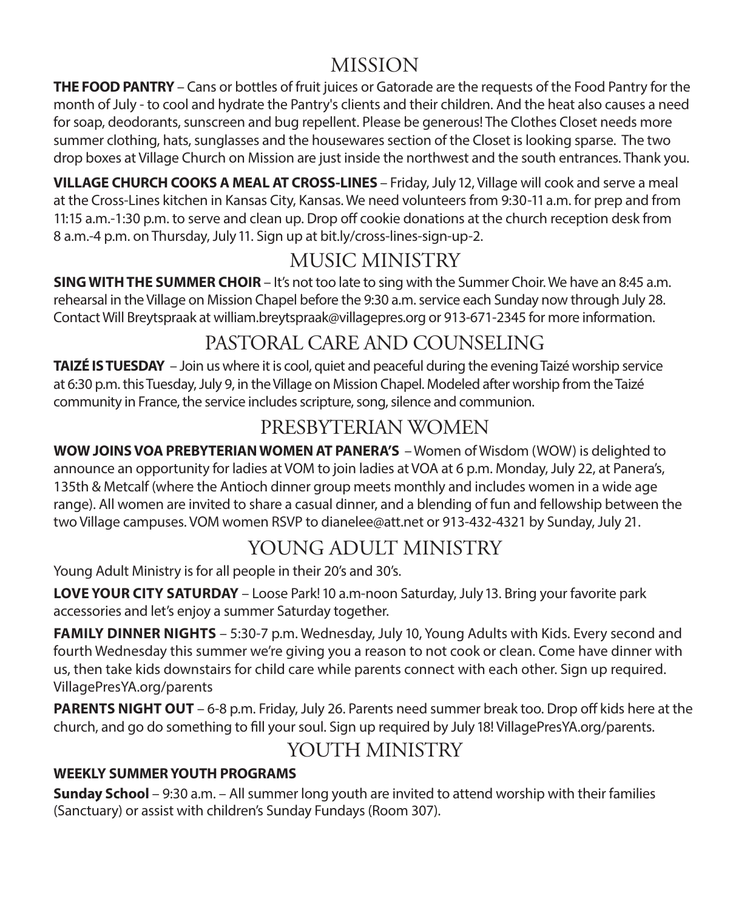## MISSION

**THE FOOD PANTRY** – Cans or bottles of fruit juices or Gatorade are the requests of the Food Pantry for the month of July - to cool and hydrate the Pantry's clients and their children. And the heat also causes a need for soap, deodorants, sunscreen and bug repellent. Please be generous! The Clothes Closet needs more summer clothing, hats, sunglasses and the housewares section of the Closet is looking sparse. The two drop boxes at Village Church on Mission are just inside the northwest and the south entrances. Thank you.

**VILLAGE CHURCH COOKS A MEAL AT CROSS-LINES** – Friday, July 12, Village will cook and serve a meal at the Cross-Lines kitchen in Kansas City, Kansas. We need volunteers from 9:30-11 a.m. for prep and from 11:15 a.m.-1:30 p.m. to serve and clean up. Drop off cookie donations at the church reception desk from 8 a.m.-4 p.m. on Thursday, July 11. Sign up at bit.ly/cross-lines-sign-up-2.

## MUSIC MINISTRY

**SING WITH THE SUMMER CHOIR** – It's not too late to sing with the Summer Choir. We have an 8:45 a.m. rehearsal in the Village on Mission Chapel before the 9:30 a.m. service each Sunday now through July 28. Contact Will Breytspraak at william.breytspraak@villagepres.org or 913-671-2345 for more information.

## PASTORAL CARE AND COUNSELING

**TAIZÉ IS TUESDAY** – Join us where it is cool, quiet and peaceful during the evening Taizé worship service at 6:30 p.m. this Tuesday, July 9, in the Village on Mission Chapel. Modeled after worship from the Taizé community in France, the service includes scripture, song, silence and communion.

## PRESBYTERIAN WOMEN

**WOW JOINS VOA PREBYTERIAN WOMEN AT PANERA'S** – Women of Wisdom (WOW) is delighted to announce an opportunity for ladies at VOM to join ladies at VOA at 6 p.m. Monday, July 22, at Panera's, 135th & Metcalf (where the Antioch dinner group meets monthly and includes women in a wide age range). All women are invited to share a casual dinner, and a blending of fun and fellowship between the two Village campuses. VOM women RSVP to dianelee@att.net or 913-432-4321 by Sunday, July 21.

## YOUNG ADULT MINISTRY

Young Adult Ministry is for all people in their 20's and 30's.

**LOVE YOUR CITY SATURDAY** – Loose Park! 10 a.m-noon Saturday, July 13. Bring your favorite park accessories and let's enjoy a summer Saturday together.

**FAMILY DINNER NIGHTS** – 5:30-7 p.m. Wednesday, July 10, Young Adults with Kids. Every second and fourth Wednesday this summer we're giving you a reason to not cook or clean. Come have dinner with us, then take kids downstairs for child care while parents connect with each other. Sign up required. VillagePresYA.org/parents

**PARENTS NIGHT OUT** – 6-8 p.m. Friday, July 26. Parents need summer break too. Drop off kids here at the church, and go do something to fill your soul. Sign up required by July 18! VillagePresYA.org/parents.

## YOUTH MINISTRY

**WEEKLY SUMMER YOUTH PROGRAMS**

**Sunday School** – 9:30 a.m. – All summer long youth are invited to attend worship with their families (Sanctuary) or assist with children's Sunday Fundays (Room 307).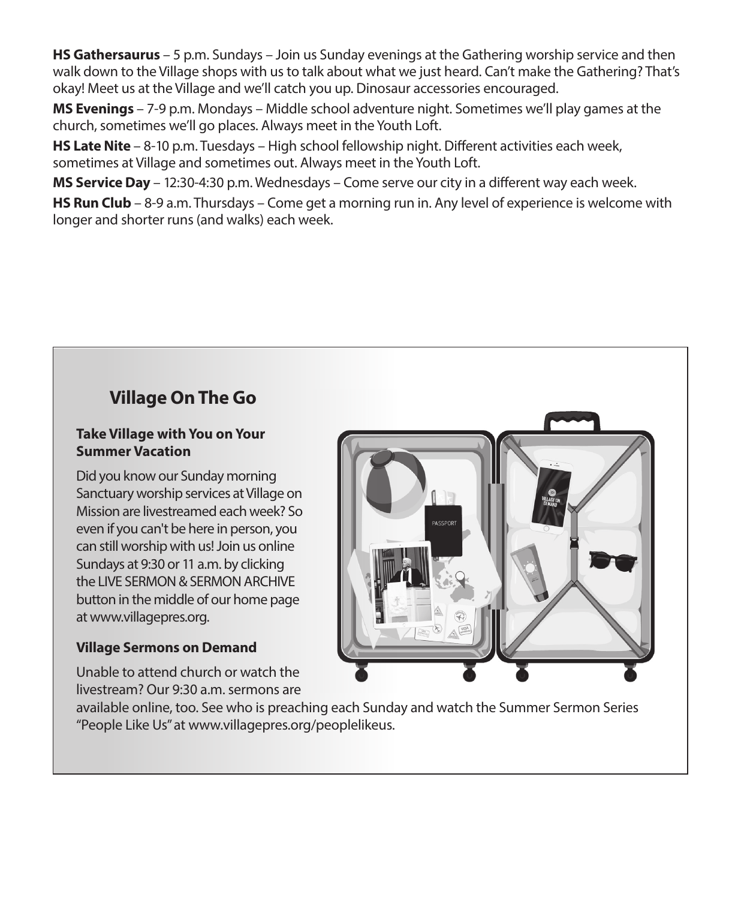**HS Gathersaurus** – 5 p.m. Sundays – Join us Sunday evenings at the Gathering worship service and then walk down to the Village shops with us to talk about what we just heard. Can't make the Gathering? That's okay! Meet us at the Village and we'll catch you up. Dinosaur accessories encouraged.

**MS Evenings** – 7-9 p.m. Mondays – Middle school adventure night. Sometimes we'll play games at the church, sometimes we'll go places. Always meet in the Youth Loft.

**HS Late Nite** – 8-10 p.m. Tuesdays – High school fellowship night. Different activities each week, sometimes at Village and sometimes out. Always meet in the Youth Loft.

**MS Service Day** – 12:30-4:30 p.m. Wednesdays – Come serve our city in a different way each week.

**HS Run Club** – 8-9 a.m. Thursdays – Come get a morning run in. Any level of experience is welcome with longer and shorter runs (and walks) each week.

## Village On The Go

### Take Village with You on Your Summer Vacation

Did you know our Sunday morning Sanctuary worship services at Village on Mission are livestreamed each week? So even if you can't be here in person, you can still worship with us! Join us online Sundays at 9:30 or 11 a.m. by clicking the LIVE SERMON & SERMON ARCHIVE button in the middle of our home page at www.villagepres.org.

### Village Sermons on Demand

Unable to attend church or watch the livestream? Our 9:30 a.m. sermons are available online, too. See who is preaching each Sunday and watch the Summer Sermon Series "People Like Us" at www.villagepres.org/peoplelikeus.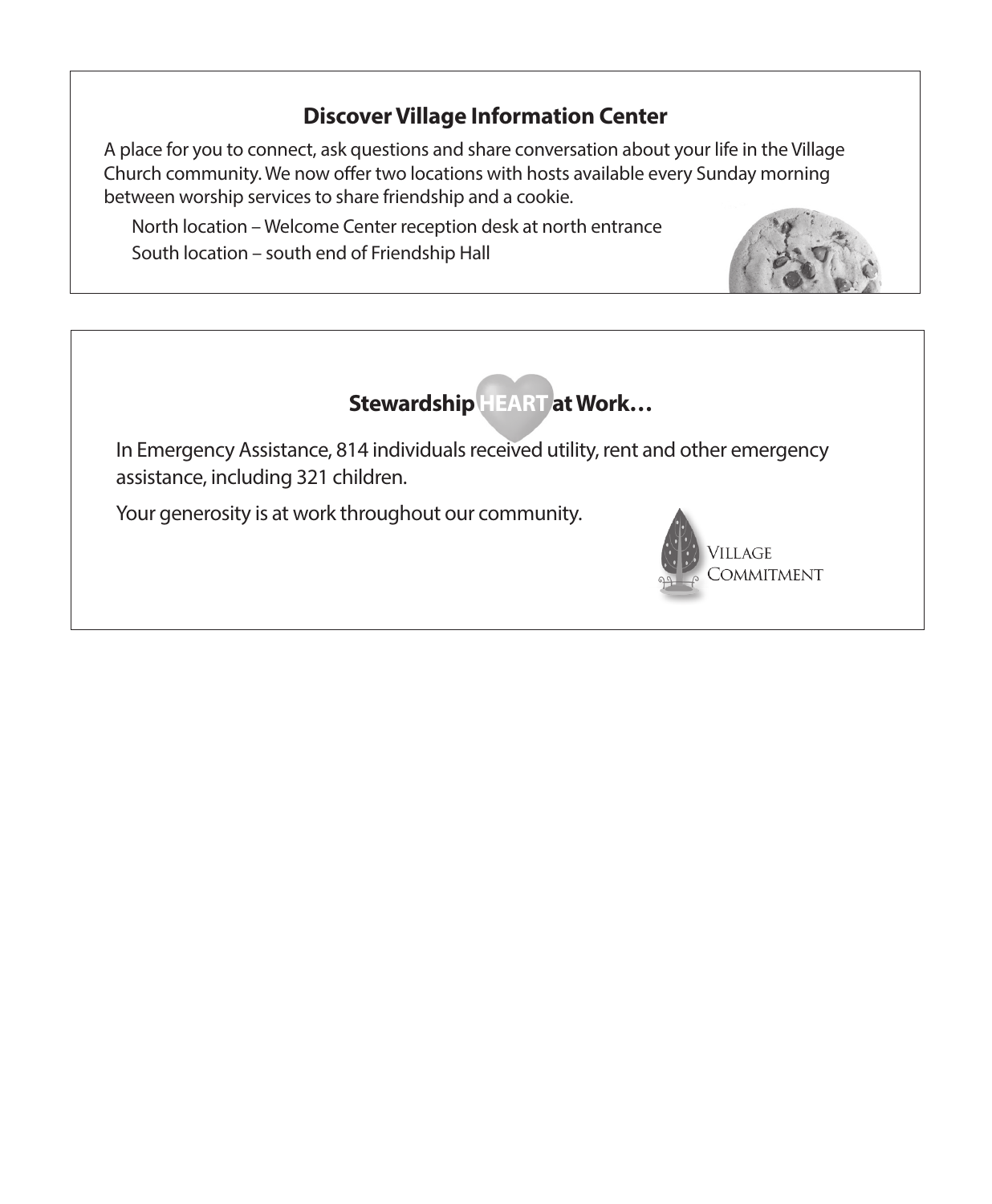## Discover Village Information Center

A place for you to connect, ask questions and share conversation about your life in the Village Church community. We now offer two locations with hosts available every Sunday morning between worship services to share friendship and a cookie.

North location – Welcome Center reception desk at north entrance

South location – south end of Friendship Hall

## Stewardship HEART at Work…

In Emergency Assistance, 814 individuals received utility, rent and other emergency assistance, including 321 children.

Your generosity is at work throughout our community.

Village Commitment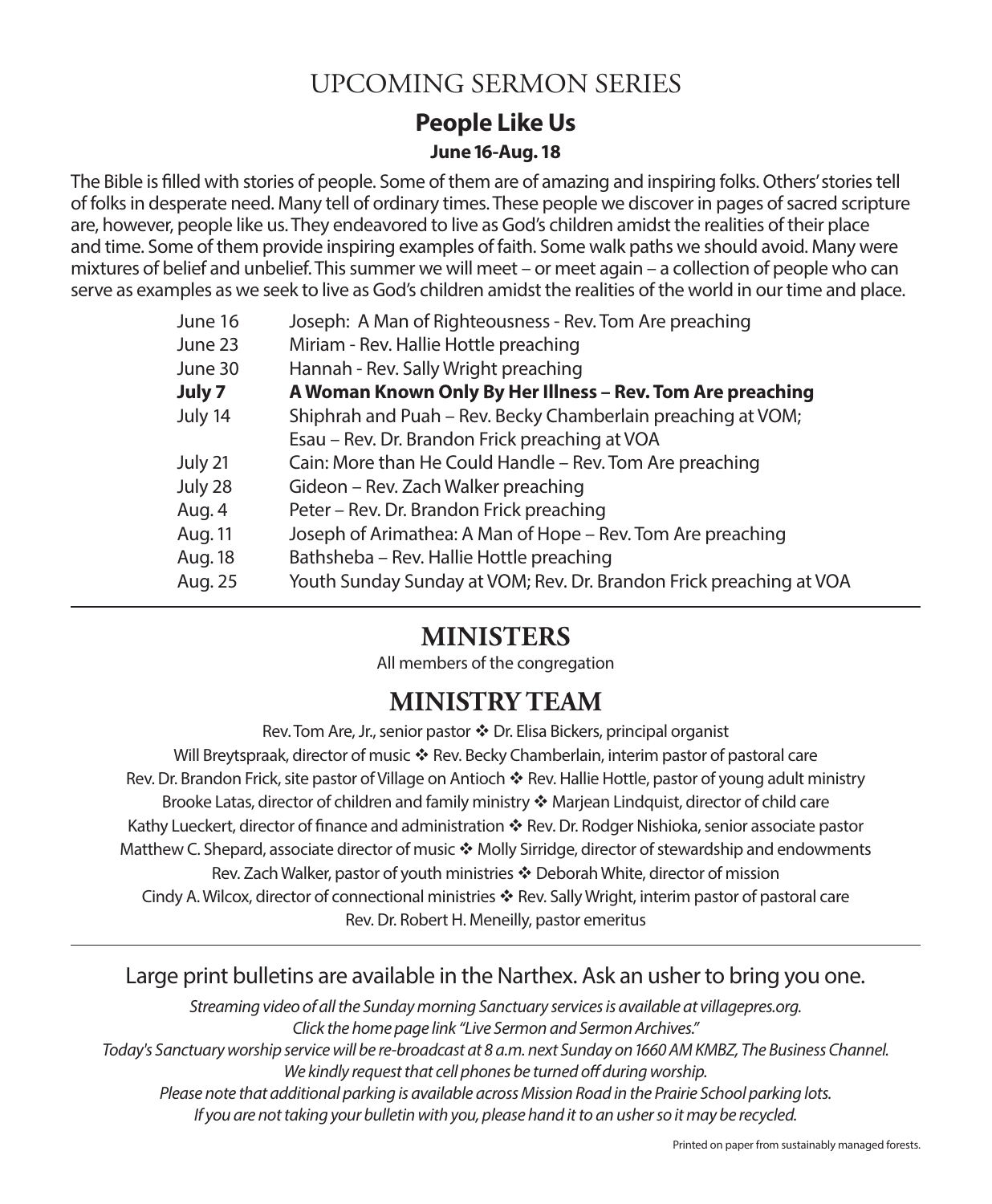# UPCOMING SERMON SERIES

## People Like Us

**June 16-Aug. 18**

The Bible is filled with stories of people. Some of them are of amazing and inspiring folks. Others' stories tell of folks in desperate need. Many tell of ordinary times. These people we discover in pages of sacred scripture are, however, people like us. They endeavored to live as God's children amidst the realities of their place and time. Some of them provide inspiring examples of faith. Some walk paths we should avoid. Many were mixtures of belief and unbelief. This summer we will meet – or meet again – a collection of people who can serve as examples as we seek to live as God's children amidst the realities of the world in our time and place.

| | |
|---|---|
| June 16 | Joseph: A Man of Righteousness - Rev. Tom Are preaching |
| June 23 | Miriam - Rev. Hallie Hottle preaching |
| June 30 | Hannah - Rev. Sally Wright preaching |
| **July 7** | **A Woman Known Only By Her Illness – Rev. Tom Are preaching** |
| July 14 | Shiphrah and Puah – Rev. Becky Chamberlain preaching at VOM; Esau – Rev. Dr. Brandon Frick preaching at VOA |
| July 21 | Cain: More than He Could Handle – Rev. Tom Are preaching |
| July 28 | Gideon – Rev. Zach Walker preaching |
| Aug. 4 | Peter – Rev. Dr. Brandon Frick preaching |
| Aug. 11 | Joseph of Arimathea: A Man of Hope – Rev. Tom Are preaching |
| Aug. 18 | Bathsheba – Rev. Hallie Hottle preaching |
| Aug. 25 | Youth Sunday Sunday at VOM; Rev. Dr. Brandon Frick preaching at VOA |

# MINISTERS

All members of the congregation

# MINISTRY TEAM

Rev. Tom Are, Jr., senior pastor ❖ Dr. Elisa Bickers, principal organist
Will Breytspraak, director of music ❖ Rev. Becky Chamberlain, interim pastor of pastoral care
Rev. Dr. Brandon Frick, site pastor of Village on Antioch ❖ Rev. Hallie Hottle, pastor of young adult ministry
Brooke Latas, director of children and family ministry ❖ Marjean Lindquist, director of child care
Kathy Lueckert, director of finance and administration ❖ Rev. Dr. Rodger Nishioka, senior associate pastor
Matthew C. Shepard, associate director of music ❖ Molly Sirridge, director of stewardship and endowments
Rev. Zach Walker, pastor of youth ministries ❖ Deborah White, director of mission
Cindy A. Wilcox, director of connectional ministries ❖ Rev. Sally Wright, interim pastor of pastoral care
Rev. Dr. Robert H. Meneilly, pastor emeritus

---

Large print bulletins are available in the Narthex. Ask an usher to bring you one.

*Streaming video of all the Sunday morning Sanctuary services is available at villagepres.org.*
*Click the home page link "Live Sermon and Sermon Archives."*
*Today's Sanctuary worship service will be re-broadcast at 8 a.m. next Sunday on 1660 AM KMBZ, The Business Channel.*
*We kindly request that cell phones be turned off during worship.*
*Please note that additional parking is available across Mission Road in the Prairie School parking lots.*
*If you are not taking your bulletin with you, please hand it to an usher so it may be recycled.*

Printed on paper from sustainably managed forests.